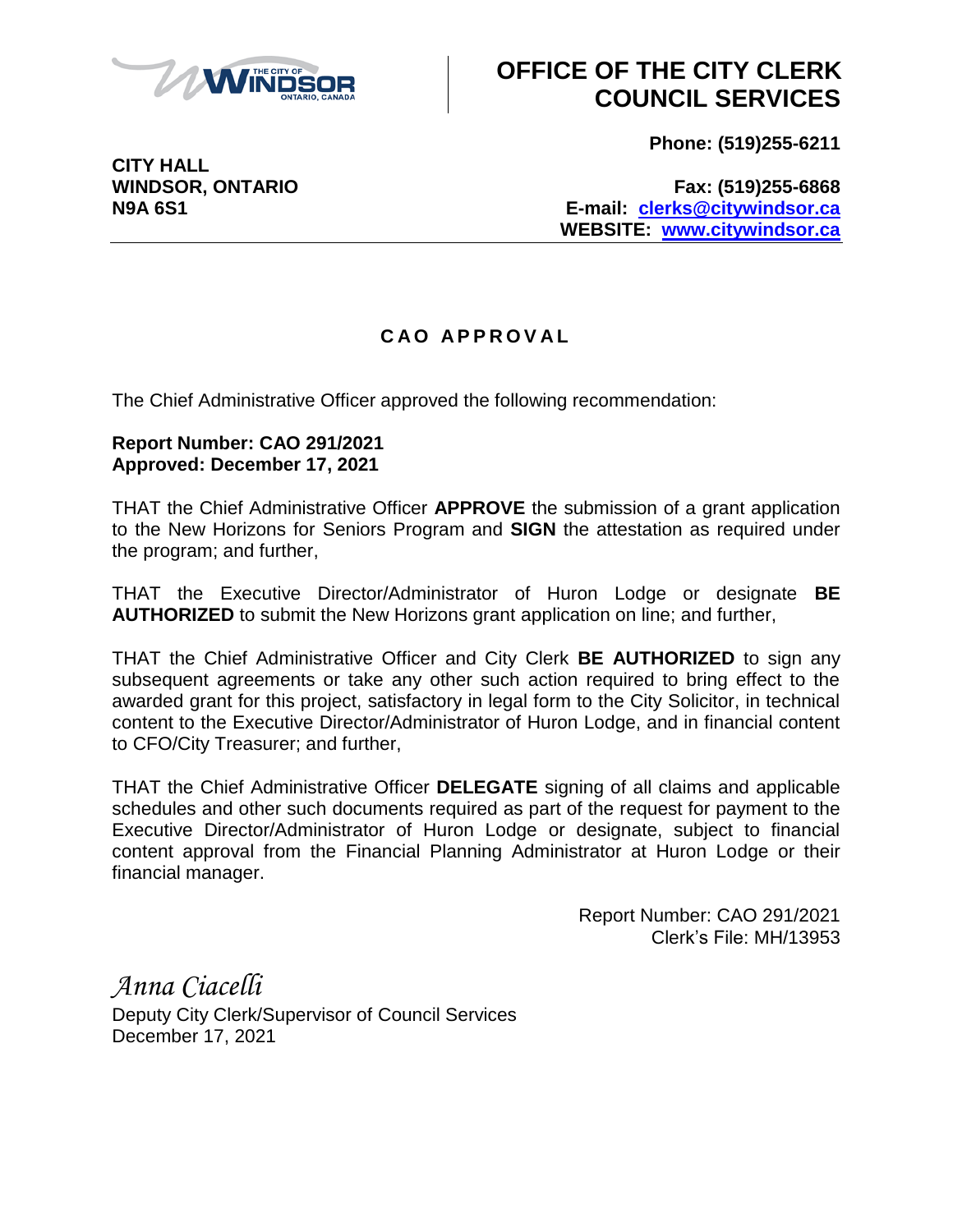# OFFICE OF THE CITY CLERK COUNCIL SERVICES

**CITY HALL**
**WINDSOR, ONTARIO**
**N9A 6S1**

**Phone: (519)255-6211**

**Fax: (519)255-6868**
**E-mail: clerks@citywindsor.ca**
**WEBSITE: www.citywindsor.ca**

---

## CAO APPROVAL

The Chief Administrative Officer approved the following recommendation:

**Report Number: CAO 291/2021**
**Approved: December 17, 2021**

THAT the Chief Administrative Officer **APPROVE** the submission of a grant application to the New Horizons for Seniors Program and **SIGN** the attestation as required under the program; and further,

THAT the Executive Director/Administrator of Huron Lodge or designate **BE AUTHORIZED** to submit the New Horizons grant application on line; and further,

THAT the Chief Administrative Officer and City Clerk **BE AUTHORIZED** to sign any subsequent agreements or take any other such action required to bring effect to the awarded grant for this project, satisfactory in legal form to the City Solicitor, in technical content to the Executive Director/Administrator of Huron Lodge, and in financial content to CFO/City Treasurer; and further,

THAT the Chief Administrative Officer **DELEGATE** signing of all claims and applicable schedules and other such documents required as part of the request for payment to the Executive Director/Administrator of Huron Lodge or designate, subject to financial content approval from the Financial Planning Administrator at Huron Lodge or their financial manager.

Report Number: CAO 291/2021
Clerk's File: MH/13953

*Anna Ciacelli*
Deputy City Clerk/Supervisor of Council Services
December 17, 2021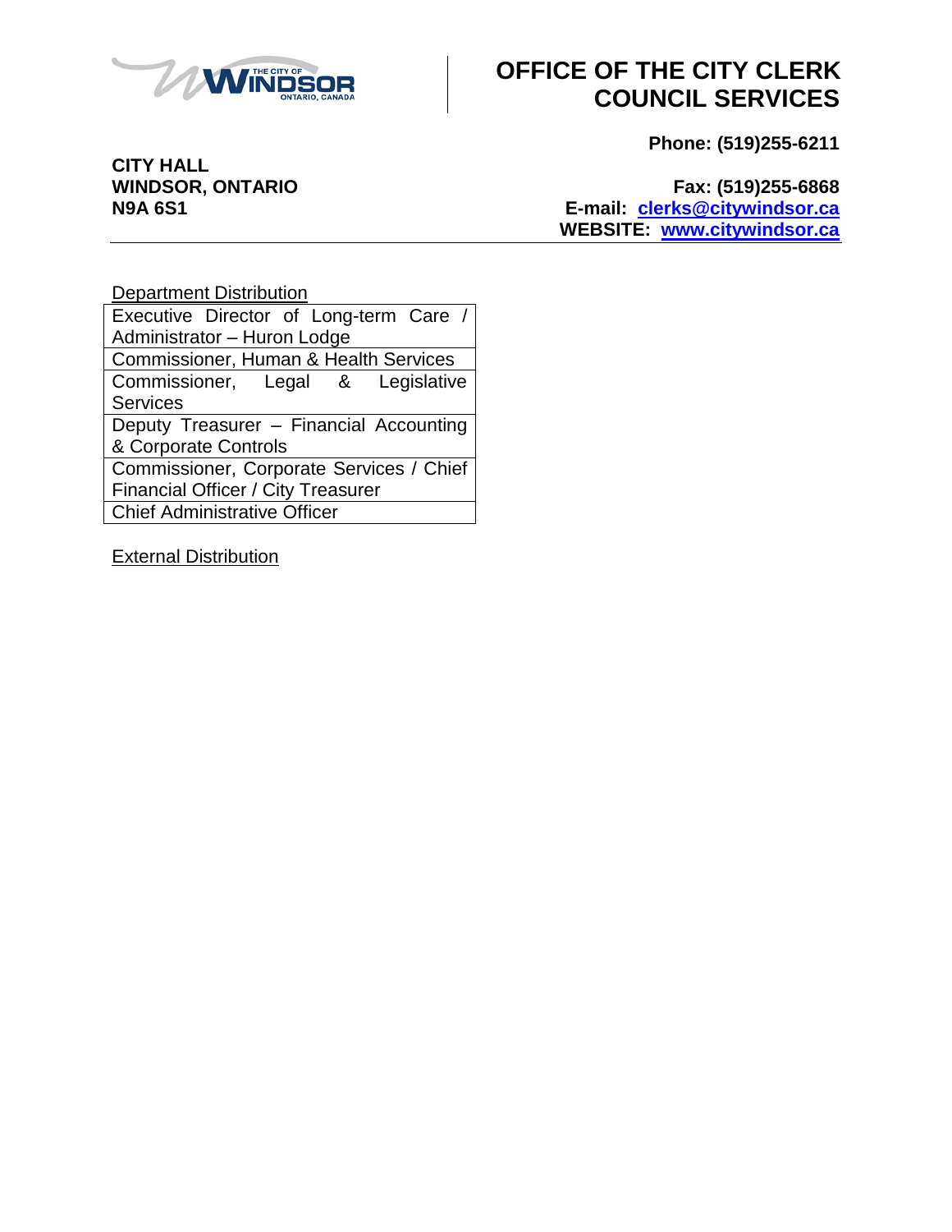# OFFICE OF THE CITY CLERK COUNCIL SERVICES

**CITY HALL**
**WINDSOR, ONTARIO**
**N9A 6S1**

**Phone: (519)255-6211**

**Fax: (519)255-6868**
**E-mail: clerks@citywindsor.ca**
**WEBSITE: www.citywindsor.ca**

Department Distribution

| |
|---|
| Executive Director of Long-term Care / Administrator – Huron Lodge |
| Commissioner, Human & Health Services |
| Commissioner, Legal & Legislative Services |
| Deputy Treasurer – Financial Accounting & Corporate Controls |
| Commissioner, Corporate Services / Chief Financial Officer / City Treasurer |
| Chief Administrative Officer |

External Distribution